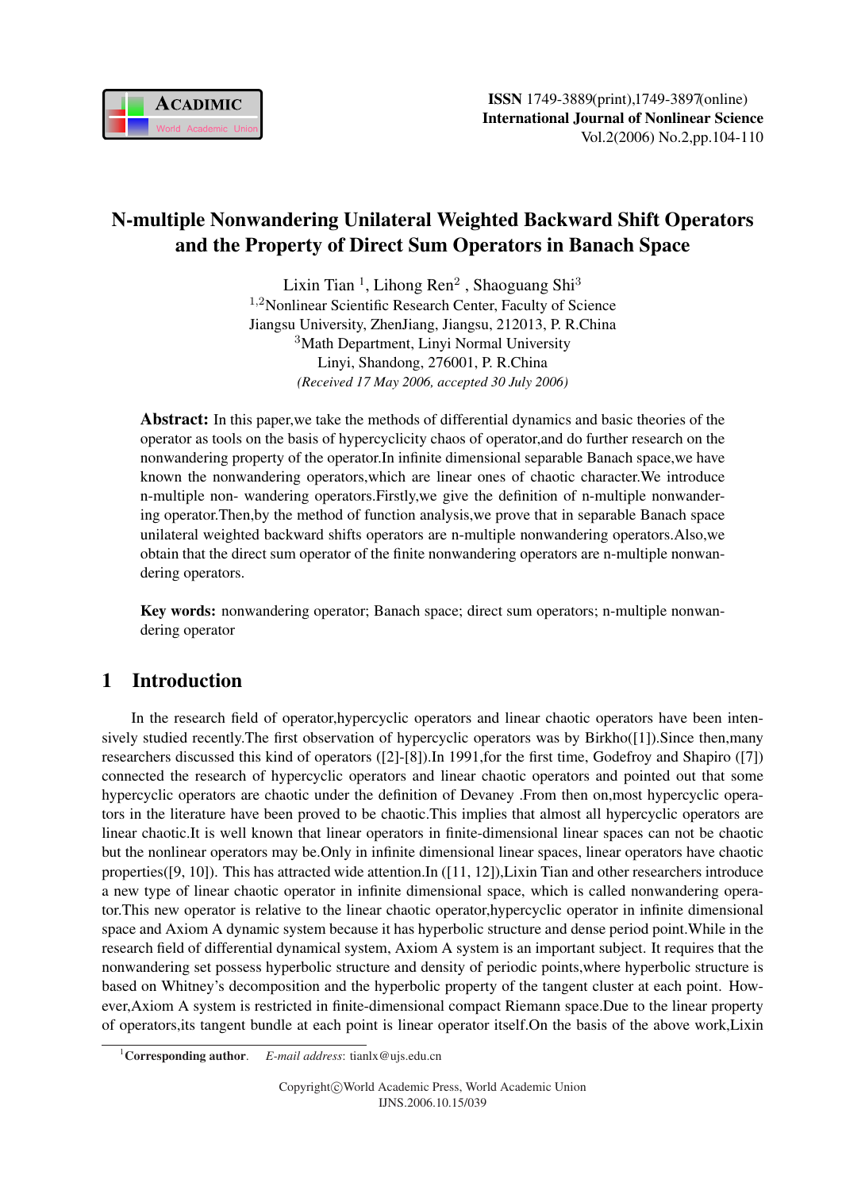# N-multiple Nonwandering Unilateral Weighted Backward Shift Operators and the Property of Direct Sum Operators in Banach Space

Lixin Tian [1], Lihong Ren[2] , Shaoguang Shi[3]

[1,2]Nonlinear Scientific Research Center, Faculty of Science
Jiangsu University, ZhenJiang, Jiangsu, 212013, P. R.China
[3]Math Department, Linyi Normal University
Linyi, Shandong, 276001, P. R.China

*(Received 17 May 2006, accepted 30 July 2006)*

**Abstract:** In this paper,we take the methods of differential dynamics and basic theories of the operator as tools on the basis of hypercyclicity chaos of operator,and do further research on the nonwandering property of the operator.In infinite dimensional separable Banach space,we have known the nonwandering operators,which are linear ones of chaotic character.We introduce n-multiple non- wandering operators.Firstly,we give the definition of n-multiple nonwandering operator.Then,by the method of function analysis,we prove that in separable Banach space unilateral weighted backward shifts operators are n-multiple nonwandering operators.Also,we obtain that the direct sum operator of the finite nonwandering operators are n-multiple nonwandering operators.

**Key words:** nonwandering operator; Banach space; direct sum operators; n-multiple nonwandering operator

## 1 Introduction

In the research field of operator,hypercyclic operators and linear chaotic operators have been intensively studied recently.The first observation of hypercyclic operators was by Birkho([1]).Since then,many researchers discussed this kind of operators ([2]-[8]).In 1991,for the first time, Godefroy and Shapiro ([7]) connected the research of hypercyclic operators and linear chaotic operators and pointed out that some hypercyclic operators are chaotic under the definition of Devaney .From then on,most hypercyclic operators in the literature have been proved to be chaotic.This implies that almost all hypercyclic operators are linear chaotic.It is well known that linear operators in finite-dimensional linear spaces can not be chaotic but the nonlinear operators may be.Only in infinite dimensional linear spaces, linear operators have chaotic properties([9, 10]). This has attracted wide attention.In ([11, 12]),Lixin Tian and other researchers introduce a new type of linear chaotic operator in infinite dimensional space, which is called nonwandering operator.This new operator is relative to the linear chaotic operator,hypercyclic operator in infinite dimensional space and Axiom A dynamic system because it has hyperbolic structure and dense period point.While in the research field of differential dynamical system, Axiom A system is an important subject. It requires that the nonwandering set possess hyperbolic structure and density of periodic points,where hyperbolic structure is based on Whitney's decomposition and the hyperbolic property of the tangent cluster at each point. However,Axiom A system is restricted in finite-dimensional compact Riemann space.Due to the linear property of operators,its tangent bundle at each point is linear operator itself.On the basis of the above work,Lixin

[1]**Corresponding author**. *E-mail address*: tianlx@ujs.edu.cn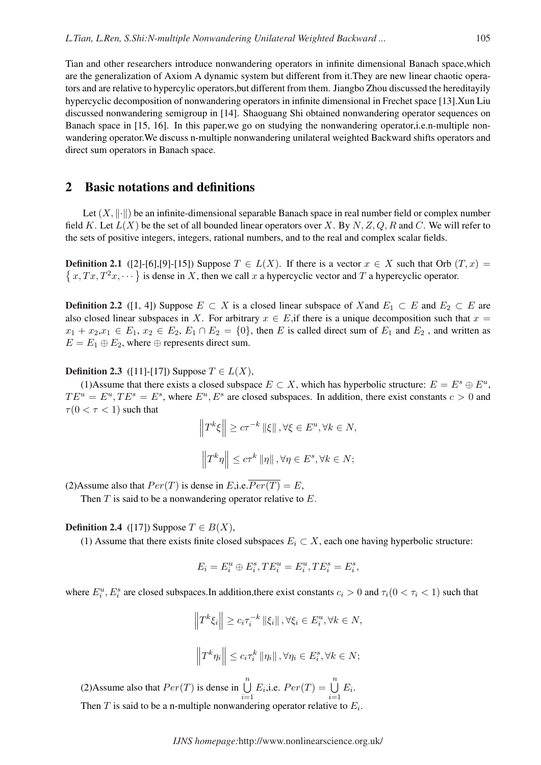Tian and other researchers introduce nonwandering operators in infinite dimensional Banach space,which are the generalization of Axiom A dynamic system but different from it.They are new linear chaotic operators and are relative to hypercyclic operators,but different from them. Jiangbo Zhou discussed the hereditayily hypercyclic decomposition of nonwandering operators in infinite dimensional in Frechet space [13].Xun Liu discussed nonwandering semigroup in [14]. Shaoguang Shi obtained nonwandering operator sequences on Banach space in [15, 16]. In this paper,we go on studying the nonwandering operator,i.e.n-multiple nonwandering operator.We discuss n-multiple nonwandering unilateral weighted Backward shifts operators and direct sum operators in Banach space.

## 2 Basic notations and definitions

Let $(X, \|\cdot\|)$ be an infinite-dimensional separable Banach space in real number field or complex number field $K$. Let $L(X)$ be the set of all bounded linear operators over $X$. By $N, Z, Q, R$ and $C$. We will refer to the sets of positive integers, integers, rational numbers, and to the real and complex scalar fields.

**Definition 2.1** ([2]-[6],[9]-[15]) Suppose $T \in L(X)$. If there is a vector $x \in X$ such that Orb $(T, x) = \left\{ x, Tx, T^2x, \cdots \right\}$ is dense in $X$, then we call $x$ a hypercyclic vector and $T$ a hypercyclic operator.

**Definition 2.2** ([1, 4]) Suppose $E \subset X$ is a closed linear subspace of $X$and $E_1 \subset E$ and $E_2 \subset E$ are also closed linear subspaces in $X$. For arbitrary $x \in E$,if there is a unique decomposition such that $x = x_1 + x_2$,$x_1 \in E_1$, $x_2 \in E_2$, $E_1 \cap E_2 = \{0\}$, then $E$ is called direct sum of $E_1$ and $E_2$ , and written as $E = E_1 \oplus E_2$, where $\oplus$ represents direct sum.

**Definition 2.3** ([11]-[17]) Suppose $T \in L(X)$,

(1)Assume that there exists a closed subspace $E \subset X$, which has hyperbolic structure: $E = E^s \oplus E^u$, $TE^u = E^u, TE^s = E^s$, where $E^u, E^s$ are closed subspaces. In addition, there exist constants $c > 0$ and $\tau (0 < \tau < 1)$ such that

$$\left\| T^k \xi \right\| \geq c\tau^{-k} \left\| \xi \right\|, \forall \xi \in E^u, \forall k \in N,$$

$$\left\| T^k \eta \right\| \leq c\tau^{k} \left\| \eta \right\|, \forall \eta \in E^s, \forall k \in N;$$

(2)Assume also that $Per(T)$ is dense in $E$,i.e.$\overline{Per(T)} = E$,

Then $T$ is said to be a nonwandering operator relative to $E$.

**Definition 2.4** ([17]) Suppose $T \in B(X)$,

(1) Assume that there exists finite closed subspaces $E_i \subset X$, each one having hyperbolic structure:

$$E_i = E_i^u \oplus E_i^s, TE_i^u = E_i^u, TE_i^s = E_i^s,$$

where $E_i^u, E_i^s$ are closed subspaces.In addition,there exist constants $c_i > 0$ and $\tau_i (0 < \tau_i < 1)$ such that

$$\left\| T^k \xi_i \right\| \geq c_i \tau_i^{-k} \left\| \xi_i \right\|, \forall \xi_i \in E_i^u, \forall k \in N,$$

$$\left\| T^k \eta_i \right\| \leq c_i \tau_i^{k} \left\| \eta_i \right\|, \forall \eta_i \in E_i^s, \forall k \in N;$$

(2)Assume also that $Per(T)$ is dense in $\bigcup\limits_{i=1}^{n} E_i$,i.e. $Per(T) = \bigcup\limits_{i=1}^{n} E_i$.

Then $T$ is said to be a n-multiple nonwandering operator relative to $E_i$.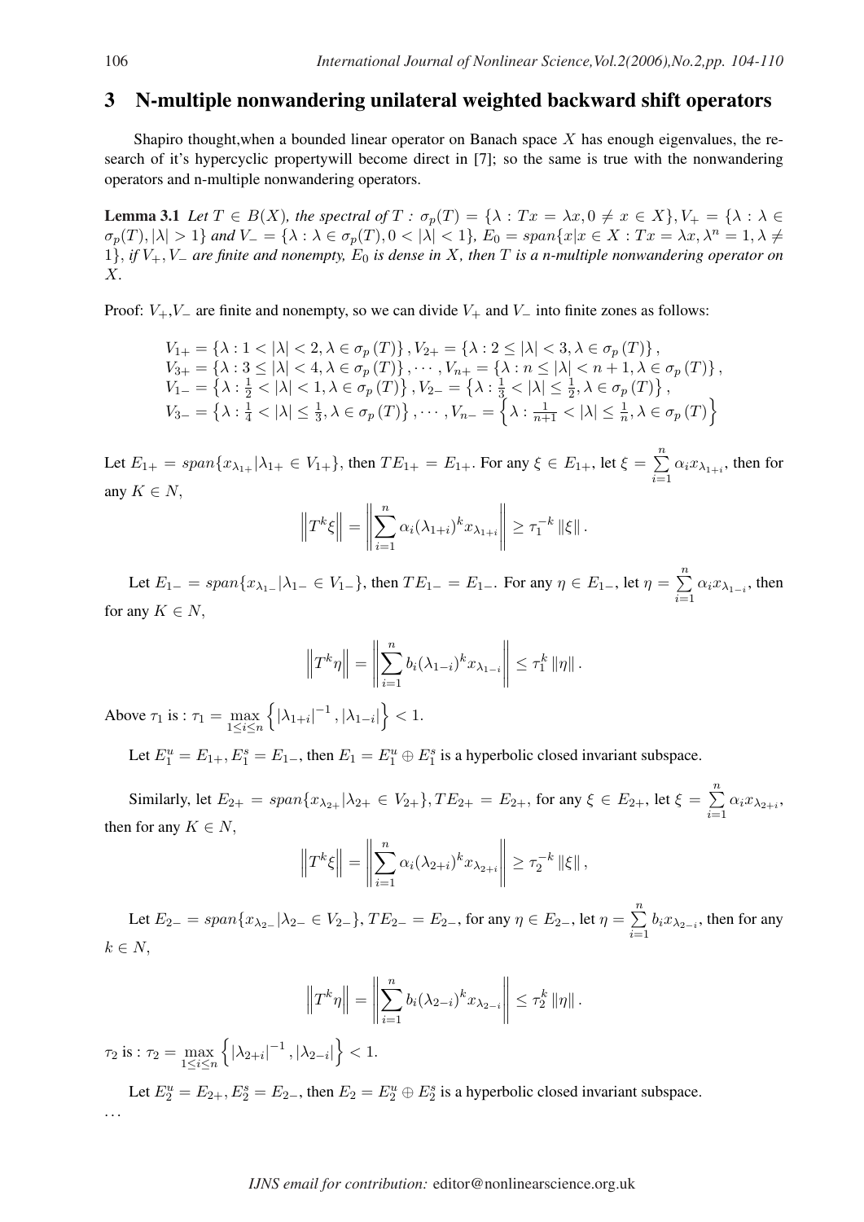## 3 N-multiple nonwandering unilateral weighted backward shift operators

Shapiro thought,when a bounded linear operator on Banach space $X$ has enough eigenvalues, the research of it's hypercyclic propertywill become direct in [7]; so the same is true with the nonwandering operators and n-multiple nonwandering operators.

**Lemma 3.1** *Let $T \in B(X)$, the spectral of $T$ : $\sigma_p(T) = \{\lambda : Tx = \lambda x, 0 \neq x \in X\}, V_+ = \{\lambda : \lambda \in \sigma_p(T), |\lambda| > 1\}$ and $V_- = \{\lambda : \lambda \in \sigma_p(T), 0 < |\lambda| < 1\}$, $E_0 = span\{x | x \in X : Tx = \lambda x, \lambda^n = 1, \lambda \neq 1\}$, if $V_+, V_-$ are finite and nonempty, $E_0$ is dense in $X$, then $T$ is a n-multiple nonwandering operator on $X$.*

Proof: $V_+$,$V_-$ are finite and nonempty, so we can divide $V_+$ and $V_-$ into finite zones as follows:

$$
\begin{aligned}
&V_{1+} = \{\lambda : 1 < |\lambda| < 2, \lambda \in \sigma_p(T)\}, V_{2+} = \{\lambda : 2 \leq |\lambda| < 3, \lambda \in \sigma_p(T)\}, \\
&V_{3+} = \{\lambda : 3 \leq |\lambda| < 4, \lambda \in \sigma_p(T)\}, \cdots, V_{n+} = \{\lambda : n \leq |\lambda| < n+1, \lambda \in \sigma_p(T)\}, \\
&V_{1-} = \left\{\lambda : \tfrac{1}{2} < |\lambda| < 1, \lambda \in \sigma_p(T)\right\}, V_{2-} = \left\{\lambda : \tfrac{1}{3} < |\lambda| \leq \tfrac{1}{2}, \lambda \in \sigma_p(T)\right\}, \\
&V_{3-} = \left\{\lambda : \tfrac{1}{4} < |\lambda| \leq \tfrac{1}{3}, \lambda \in \sigma_p(T)\right\}, \cdots, V_{n-} = \left\{\lambda : \tfrac{1}{n+1} < |\lambda| \leq \tfrac{1}{n}, \lambda \in \sigma_p(T)\right\}
\end{aligned}
$$

Let $E_{1+} = span\{x_{\lambda_{1+}} | \lambda_{1+} \in V_{1+}\}$, then $TE_{1+} = E_{1+}$. For any $\xi \in E_{1+}$, let $\xi = \sum\limits_{i=1}^{n} \alpha_i x_{\lambda_{1+i}}$, then for any $K \in N$,

$$
\left\|T^k \xi\right\| = \left\|\sum_{i=1}^{n} \alpha_i (\lambda_{1+i})^k x_{\lambda_{1+i}}\right\| \geq \tau_1^{-k} \|\xi\|.
$$

Let $E_{1-} = span\{x_{\lambda_{1-}} | \lambda_{1-} \in V_{1-}\}$, then $TE_{1-} = E_{1-}$. For any $\eta \in E_{1-}$, let $\eta = \sum\limits_{i=1}^{n} \alpha_i x_{\lambda_{1-i}}$, then for any $K \in N$,

$$
\left\|T^k \eta\right\| = \left\|\sum_{i=1}^{n} b_i (\lambda_{1-i})^k x_{\lambda_{1-i}}\right\| \leq \tau_1^k \|\eta\|.
$$

Above $\tau_1$ is : $\tau_1 = \max\limits_{1 \leq i \leq n} \left\{|\lambda_{1+i}|^{-1}, |\lambda_{1-i}|\right\} < 1$.

Let $E_1^u = E_{1+}, E_1^s = E_{1-}$, then $E_1 = E_1^u \oplus E_1^s$ is a hyperbolic closed invariant subspace.

Similarly, let $E_{2+} = span\{x_{\lambda_{2+}} | \lambda_{2+} \in V_{2+}\}, TE_{2+} = E_{2+}$, for any $\xi \in E_{2+}$, let $\xi = \sum\limits_{i=1}^{n} \alpha_i x_{\lambda_{2+i}}$, then for any $K \in N$,

$$
\left\|T^k \xi\right\| = \left\|\sum_{i=1}^{n} \alpha_i (\lambda_{2+i})^k x_{\lambda_{2+i}}\right\| \geq \tau_2^{-k} \|\xi\|,
$$

Let $E_{2-} = span\{x_{\lambda_{2-}} | \lambda_{2-} \in V_{2-}\}, TE_{2-} = E_{2-}$, for any $\eta \in E_{2-}$, let $\eta = \sum\limits_{i=1}^{n} b_i x_{\lambda_{2-i}}$, then for any $k \in N$,

$$
\left\|T^k \eta\right\| = \left\|\sum_{i=1}^{n} b_i (\lambda_{2-i})^k x_{\lambda_{2-i}}\right\| \leq \tau_2^k \|\eta\|.
$$

$\tau_2$ is : $\tau_2 = \max\limits_{1 \leq i \leq n} \left\{|\lambda_{2+i}|^{-1}, |\lambda_{2-i}|\right\} < 1$.

Let $E_2^u = E_{2+}, E_2^s = E_{2-}$, then $E_2 = E_2^u \oplus E_2^s$ is a hyperbolic closed invariant subspace.

...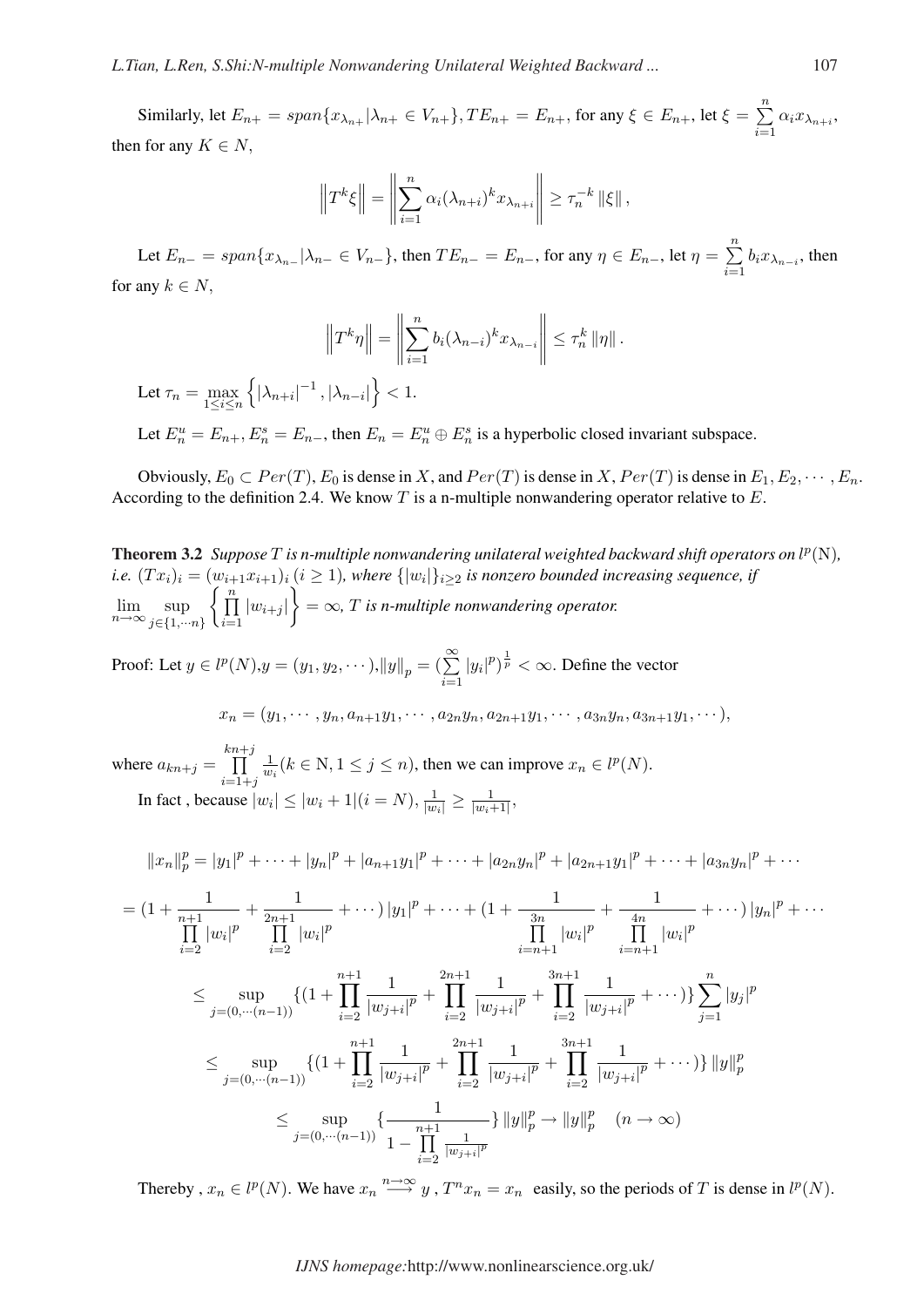Similarly, let $E_{n+} = span\{x_{\lambda_{n+}} | \lambda_{n+} \in V_{n+}\}, TE_{n+} = E_{n+}$, for any $\xi \in E_{n+}$, let $\xi = \sum_{i=1}^{n} \alpha_i x_{\lambda_{n+i}}$, then for any $K \in N$,

$$\left\| T^k \xi \right\| = \left\| \sum_{i=1}^{n} \alpha_i (\lambda_{n+i})^k x_{\lambda_{n+i}} \right\| \geq \tau_n^{-k} \left\| \xi \right\|,$$

Let $E_{n-} = span\{x_{\lambda_{n-}} | \lambda_{n-} \in V_{n-}\}$, then $TE_{n-} = E_{n-}$, for any $\eta \in E_{n-}$, let $\eta = \sum_{i=1}^{n} b_i x_{\lambda_{n-i}}$, then for any $k \in N$,

$$\left\| T^k \eta \right\| = \left\| \sum_{i=1}^{n} b_i (\lambda_{n-i})^k x_{\lambda_{n-i}} \right\| \leq \tau_n^k \left\| \eta \right\|.$$

Let $\tau_n = \max_{1 \leq i \leq n} \left\{ |\lambda_{n+i}|^{-1}, |\lambda_{n-i}| \right\} < 1$.

Let $E_n^u = E_{n+}, E_n^s = E_{n-}$, then $E_n = E_n^u \oplus E_n^s$ is a hyperbolic closed invariant subspace.

Obviously, $E_0 \subset Per(T)$, $E_0$ is dense in $X$, and $Per(T)$ is dense in $X$, $Per(T)$ is dense in $E_1, E_2, \cdots, E_n$. According to the definition 2.4. We know $T$ is a n-multiple nonwandering operator relative to $E$.

**Theorem 3.2** *Suppose $T$ is n-multiple nonwandering unilateral weighted backward shift operators on $l^p(\mathrm{N})$, i.e. $(Tx_i)_i = (w_{i+1} x_{i+1})_i \, (i \geq 1)$, where $\{|w_i|\}_{i \geq 2}$ is nonzero bounded increasing sequence, if $\lim_{n \to \infty} \sup_{j \in \{1, \cdots n\}} \left\{ \prod_{i=1}^{n} |w_{i+j}| \right\} = \infty$, $T$ is n-multiple nonwandering operator.*

Proof: Let $y \in l^p(N)$, $y = (y_1, y_2, \cdots)$, $\|y\|_p = (\sum_{i=1}^{\infty} |y_i|^p)^{\frac{1}{p}} < \infty$. Define the vector

$$x_n = (y_1, \cdots, y_n, a_{n+1} y_1, \cdots, a_{2n} y_n, a_{2n+1} y_1, \cdots, a_{3n} y_n, a_{3n+1} y_1, \cdots),$$

where $a_{kn+j} = \prod_{i=1+j}^{kn+j} \frac{1}{w_i} (k \in \mathrm{N}, 1 \leq j \leq n)$, then we can improve $x_n \in l^p(N)$.

In fact , because $|w_i| \leq |w_i + 1| (i = N)$, $\frac{1}{|w_i|} \geq \frac{1}{|w_i + 1|}$,

$$\|x_n\|_p^p = |y_1|^p + \cdots + |y_n|^p + |a_{n+1} y_1|^p + \cdots + |a_{2n} y_n|^p + |a_{2n+1} y_1|^p + \cdots + |a_{3n} y_n|^p + \cdots$$

$$= (1 + \frac{1}{\prod_{i=2}^{n+1} |w_i|^p} + \frac{1}{\prod_{i=2}^{2n+1} |w_i|^p} + \cdots) |y_1|^p + \cdots + (1 + \frac{1}{\prod_{i=n+1}^{3n} |w_i|^p} + \frac{1}{\prod_{i=n+1}^{4n} |w_i|^p} + \cdots) |y_n|^p + \cdots$$

$$\leq \sup_{j = (0, \cdots (n-1))} \{(1 + \prod_{i=2}^{n+1} \frac{1}{|w_{j+i}|^p} + \prod_{i=2}^{2n+1} \frac{1}{|w_{j+i}|^p} + \prod_{i=2}^{3n+1} \frac{1}{|w_{j+i}|^p} + \cdots)\} \sum_{j=1}^{n} |y_j|^p$$

$$\leq \sup_{j = (0, \cdots (n-1))} \{(1 + \prod_{i=2}^{n+1} \frac{1}{|w_{j+i}|^p} + \prod_{i=2}^{2n+1} \frac{1}{|w_{j+i}|^p} + \prod_{i=2}^{3n+1} \frac{1}{|w_{j+i}|^p} + \cdots)\} \|y\|_p^p$$

$$\leq \sup_{j = (0, \cdots (n-1))} \{\frac{1}{1 - \prod_{i=2}^{n+1} \frac{1}{|w_{j+i}|^p}}\} \|y\|_p^p \to \|y\|_p^p \quad (n \to \infty)$$

Thereby , $x_n \in l^p(N)$. We have $x_n \overset{n \to \infty}{\longrightarrow} y$ , $T^n x_n = x_n$ easily, so the periods of $T$ is dense in $l^p(N)$.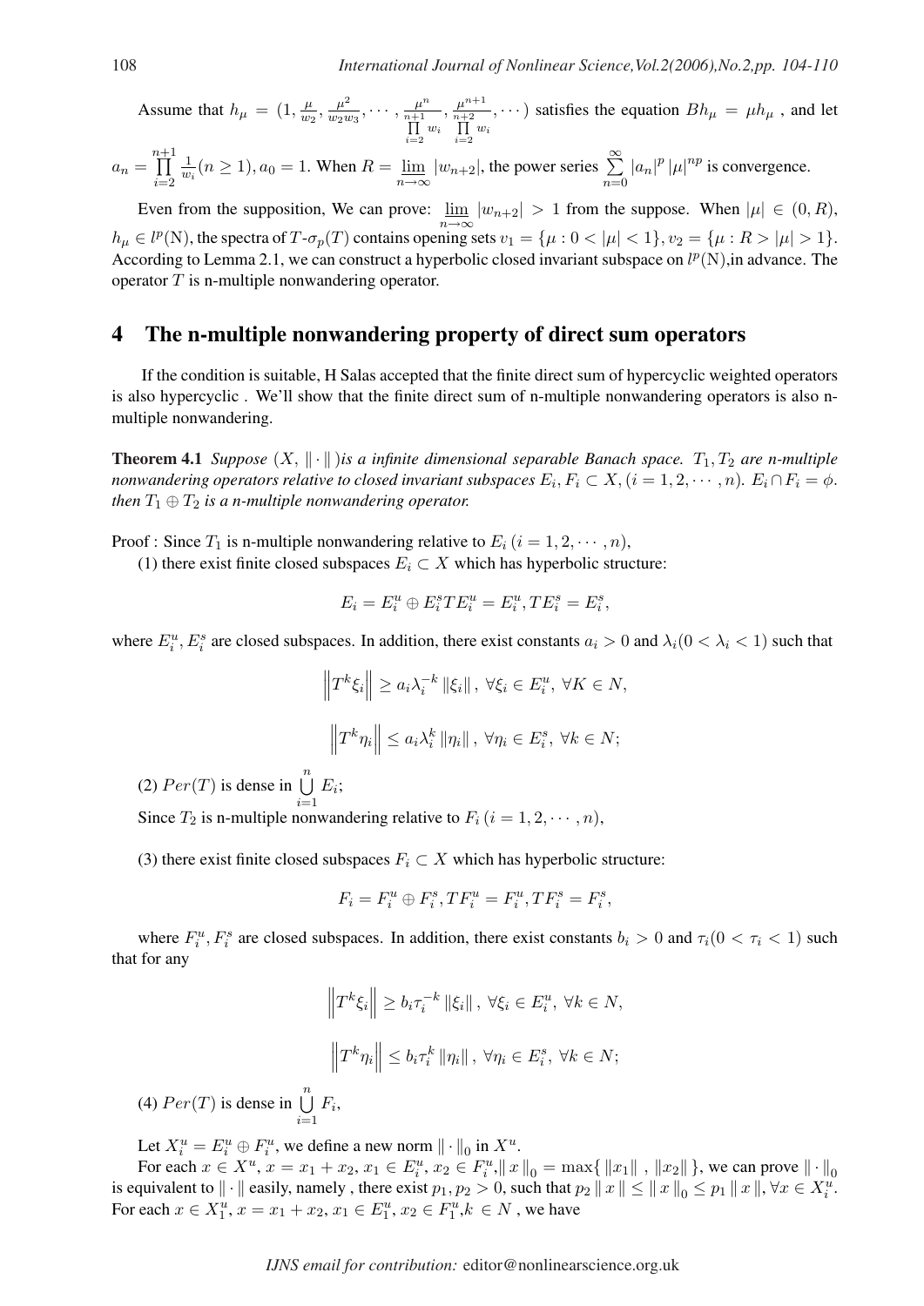Assume that $h_\mu = (1, \frac{\mu}{w_2}, \frac{\mu^2}{w_2 w_3}, \cdots, \frac{\mu^n}{\prod\limits_{i=2}^{n+1} w_i}, \frac{\mu^{n+1}}{\prod\limits_{i=2}^{n+2} w_i}, \cdots)$ satisfies the equation $Bh_\mu = \mu h_\mu$ , and let $a_n = \prod\limits_{i=2}^{n+1} \frac{1}{w_i} (n \geq 1), a_0 = 1$. When $R = \varliminf\limits_{n\to\infty} |w_{n+2}|$, the power series $\sum\limits_{n=0}^{\infty} |a_n|^p |\mu|^{np}$ is convergence.

Even from the supposition, We can prove: $\varliminf\limits_{n\to\infty} |w_{n+2}| > 1$ from the suppose. When $|\mu| \in (0, R)$, $h_\mu \in l^p(\mathrm{N})$, the spectra of $T$-$\sigma_p(T)$ contains opening sets $v_1 = \{\mu : 0 < |\mu| < 1\}, v_2 = \{\mu : R > |\mu| > 1\}$. According to Lemma 2.1, we can construct a hyperbolic closed invariant subspace on $l^p(\mathrm{N})$,in advance. The operator $T$ is n-multiple nonwandering operator.

# 4 The n-multiple nonwandering property of direct sum operators

If the condition is suitable, H Salas accepted that the finite direct sum of hypercyclic weighted operators is also hypercyclic . We'll show that the finite direct sum of n-multiple nonwandering operators is also n-multiple nonwandering.

**Theorem 4.1** *Suppose $(X, \|\cdot\|)$is a infinite dimensional separable Banach space. $T_1, T_2$ are n-multiple nonwandering operators relative to closed invariant subspaces $E_i, F_i \subset X, (i = 1, 2, \cdots, n)$. $E_i \cap F_i = \phi$. then $T_1 \oplus T_2$ is a n-multiple nonwandering operator.*

Proof : Since $T_1$ is n-multiple nonwandering relative to $E_i$ $(i = 1, 2, \cdots, n)$,

(1) there exist finite closed subspaces $E_i \subset X$ which has hyperbolic structure:

$$E_i = E_i^u \oplus E_i^s T E_i^u = E_i^u, T E_i^s = E_i^s,$$

where $E_i^u, E_i^s$ are closed subspaces. In addition, there exist constants $a_i > 0$ and $\lambda_i (0 < \lambda_i < 1)$ such that

$$\left\| T^k \xi_i \right\| \geq a_i \lambda_i^{-k} \|\xi_i\|, \ \forall \xi_i \in E_i^u, \ \forall K \in N,$$

$$\left\| T^k \eta_i \right\| \leq a_i \lambda_i^{k} \|\eta_i\|, \ \forall \eta_i \in E_i^s, \ \forall k \in N;$$

(2) $Per(T)$ is dense in $\bigcup\limits_{i=1}^{n} E_i$;

Since $T_2$ is n-multiple nonwandering relative to $F_i$ $(i = 1, 2, \cdots, n)$,

(3) there exist finite closed subspaces $F_i \subset X$ which has hyperbolic structure:

$$F_i = F_i^u \oplus F_i^s, T F_i^u = F_i^u, T F_i^s = F_i^s,$$

where $F_i^u, F_i^s$ are closed subspaces. In addition, there exist constants $b_i > 0$ and $\tau_i (0 < \tau_i < 1)$ such that for any

$$\left\| T^k \xi_i \right\| \geq b_i \tau_i^{-k} \|\xi_i\|, \ \forall \xi_i \in E_i^u, \ \forall k \in N,$$

$$\left\| T^k \eta_i \right\| \leq b_i \tau_i^{k} \|\eta_i\|, \ \forall \eta_i \in E_i^s, \ \forall k \in N;$$

(4) $Per(T)$ is dense in $\bigcup\limits_{i=1}^{n} F_i$,

Let $X_i^u = E_i^u \oplus F_i^u$, we define a new norm $\|\cdot\|_0$ in $X^u$.

For each $x \in X^u$, $x = x_1 + x_2$, $x_1 \in E_i^u$, $x_2 \in F_i^u$,$\| x \|_0 = \max\{ \|x_1\|, \|x_2\| \}$, we can prove $\|\cdot\|_0$ is equivalent to $\|\cdot\|$ easily, namely , there exist $p_1, p_2 > 0$, such that $p_2 \| x \| \leq \| x \|_0 \leq p_1 \| x \|, \forall x \in X_i^u$. For each $x \in X_1^u$, $x = x_1 + x_2$, $x_1 \in E_1^u$, $x_2 \in F_1^u$,$k \in N$ , we have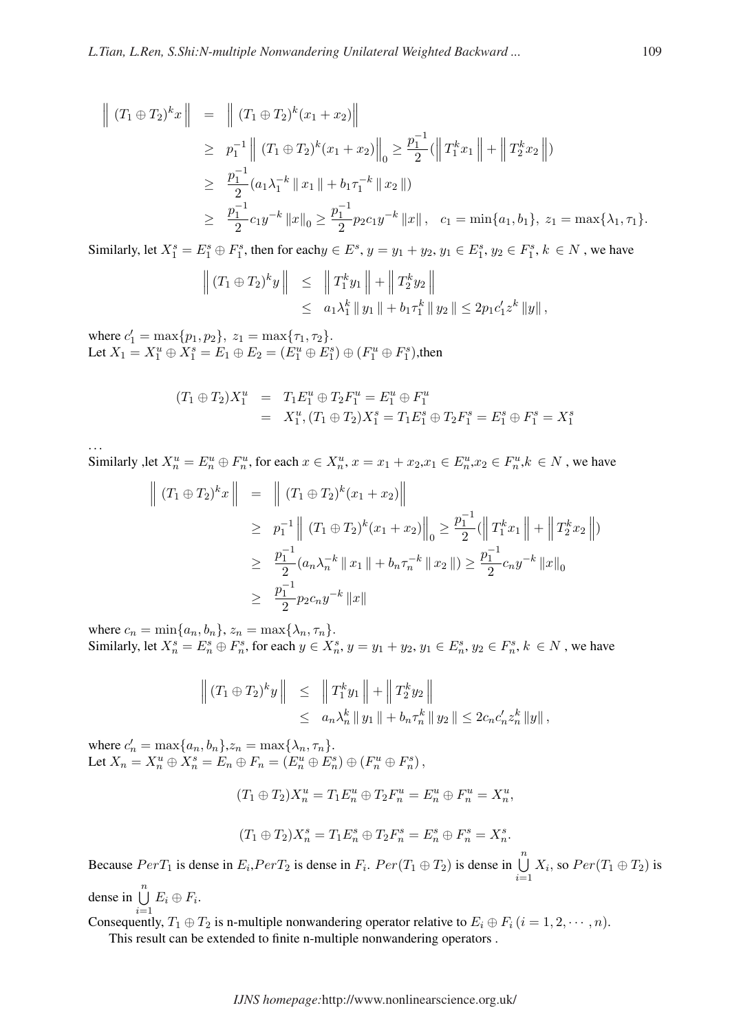$$
\begin{aligned}
\left\| (T_1 \oplus T_2)^k x \right\| &= \left\| (T_1 \oplus T_2)^k (x_1 + x_2) \right\| \\
&\geq p_1^{-1} \left\| (T_1 \oplus T_2)^k (x_1 + x_2) \right\|_0 \geq \frac{p_1^{-1}}{2} (\left\| T_1^k x_1 \right\| + \left\| T_2^k x_2 \right\|) \\
&\geq \frac{p_1^{-1}}{2} (a_1 \lambda_1^{-k} \| x_1 \| + b_1 \tau_1^{-k} \| x_2 \|) \\
&\geq \frac{p_1^{-1}}{2} c_1 y^{-k} \|x\|_0 \geq \frac{p_1^{-1}}{2} p_2 c_1 y^{-k} \|x\|, \quad c_1 = \min\{a_1, b_1\},\ z_1 = \max\{\lambda_1, \tau_1\}.
\end{aligned}
$$

Similarly, let $X_1^s = E_1^s \oplus F_1^s$, then for each $y \in E^s$, $y = y_1 + y_2$, $y_1 \in E_1^s$, $y_2 \in F_1^s$, $k \in N$ , we have

$$
\begin{aligned}
\left\| (T_1 \oplus T_2)^k y \right\| &\leq \left\| T_1^k y_1 \right\| + \left\| T_2^k y_2 \right\| \\
&\leq a_1 \lambda_1^k \| y_1 \| + b_1 \tau_1^k \| y_2 \| \leq 2 p_1 c_1' z^k \|y\|,
\end{aligned}
$$

where $c_1' = \max\{p_1, p_2\},\ z_1 = \max\{\tau_1, \tau_2\}$.
Let $X_1 = X_1^u \oplus X_1^s = E_1 \oplus E_2 = (E_1^u \oplus E_1^s) \oplus (F_1^u \oplus F_1^s)$,then

$$
\begin{aligned}
(T_1 \oplus T_2) X_1^u &= T_1 E_1^u \oplus T_2 F_1^u = E_1^u \oplus F_1^u \\
&= X_1^u, (T_1 \oplus T_2) X_1^s = T_1 E_1^s \oplus T_2 F_1^s = E_1^s \oplus F_1^s = X_1^s
\end{aligned}
$$

...
Similarly ,let $X_n^u = E_n^u \oplus F_n^u$, for each $x \in X_n^u$, $x = x_1 + x_2$,$x_1 \in E_n^u$,$x_2 \in F_n^u$,$k \in N$ , we have

$$
\begin{aligned}
\left\| (T_1 \oplus T_2)^k x \right\| &= \left\| (T_1 \oplus T_2)^k (x_1 + x_2) \right\| \\
&\geq p_1^{-1} \left\| (T_1 \oplus T_2)^k (x_1 + x_2) \right\|_0 \geq \frac{p_1^{-1}}{2} (\left\| T_1^k x_1 \right\| + \left\| T_2^k x_2 \right\|) \\
&\geq \frac{p_1^{-1}}{2} (a_n \lambda_n^{-k} \| x_1 \| + b_n \tau_n^{-k} \| x_2 \|) \geq \frac{p_1^{-1}}{2} c_n y^{-k} \|x\|_0 \\
&\geq \frac{p_1^{-1}}{2} p_2 c_n y^{-k} \|x\|
\end{aligned}
$$

where $c_n = \min\{a_n, b_n\}$, $z_n = \max\{\lambda_n, \tau_n\}$.
Similarly, let $X_n^s = E_n^s \oplus F_n^s$, for each $y \in X_n^s$, $y = y_1 + y_2$, $y_1 \in E_n^s$, $y_2 \in F_n^s$, $k \in N$ , we have

$$
\begin{aligned}
\left\| (T_1 \oplus T_2)^k y \right\| &\leq \left\| T_1^k y_1 \right\| + \left\| T_2^k y_2 \right\| \\
&\leq a_n \lambda_n^k \| y_1 \| + b_n \tau_n^k \| y_2 \| \leq 2 c_n c_n' z_n^k \|y\|,
\end{aligned}
$$

where $c_n' = \max\{a_n, b_n\}$,$z_n = \max\{\lambda_n, \tau_n\}$.
Let $X_n = X_n^u \oplus X_n^s = E_n \oplus F_n = (E_n^u \oplus E_n^s) \oplus (F_n^u \oplus F_n^s)$,

$$
(T_1 \oplus T_2) X_n^u = T_1 E_n^u \oplus T_2 F_n^u = E_n^u \oplus F_n^u = X_n^u,
$$

$$
(T_1 \oplus T_2) X_n^s = T_1 E_n^s \oplus T_2 F_n^s = E_n^s \oplus F_n^s = X_n^s.
$$

Because $PerT_1$ is dense in $E_i$,$PerT_2$ is dense in $F_i$. $Per(T_1 \oplus T_2)$ is dense in $\bigcup\limits_{i=1}^{n} X_i$, so $Per(T_1 \oplus T_2)$ is dense in $\bigcup\limits_{i=1}^{n} E_i \oplus F_i$.
Consequently, $T_1 \oplus T_2$ is n-multiple nonwandering operator relative to $E_i \oplus F_i \, (i = 1, 2, \cdots, n)$.
This result can be extended to finite n-multiple nonwandering operators .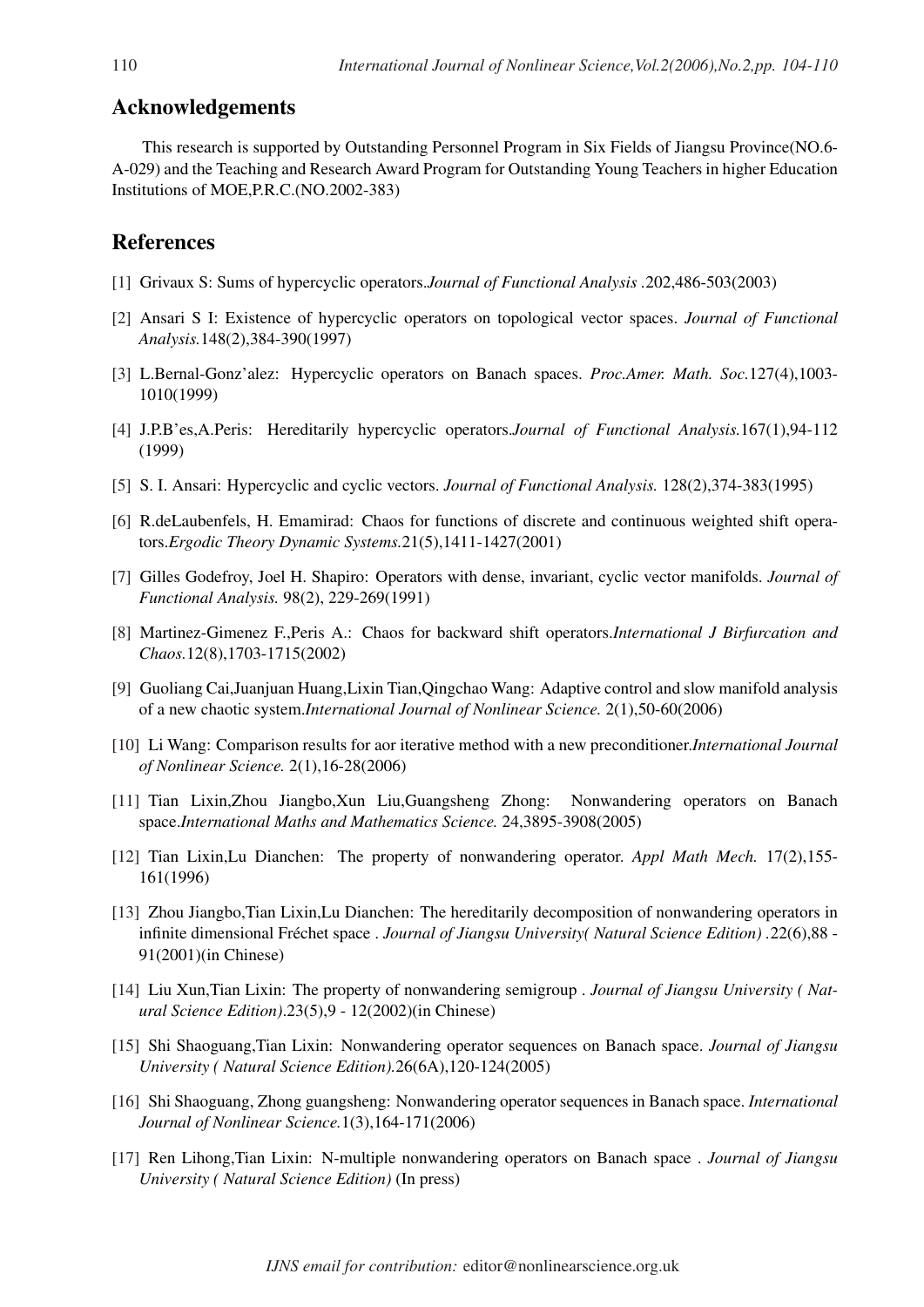## Acknowledgements

This research is supported by Outstanding Personnel Program in Six Fields of Jiangsu Province(NO.6-A-029) and the Teaching and Research Award Program for Outstanding Young Teachers in higher Education Institutions of MOE,P.R.C.(NO.2002-383)

## References

[1] Grivaux S: Sums of hypercyclic operators.*Journal of Functional Analysis* .202,486-503(2003)

[2] Ansari S I: Existence of hypercyclic operators on topological vector spaces. *Journal of Functional Analysis.*148(2),384-390(1997)

[3] L.Bernal-Gonz'alez: Hypercyclic operators on Banach spaces. *Proc.Amer. Math. Soc.*127(4),1003-1010(1999)

[4] J.P.B'es,A.Peris: Hereditarily hypercyclic operators.*Journal of Functional Analysis.*167(1),94-112 (1999)

[5] S. I. Ansari: Hypercyclic and cyclic vectors. *Journal of Functional Analysis.* 128(2),374-383(1995)

[6] R.deLaubenfels, H. Emamirad: Chaos for functions of discrete and continuous weighted shift operators.*Ergodic Theory Dynamic Systems.*21(5),1411-1427(2001)

[7] Gilles Godefroy, Joel H. Shapiro: Operators with dense, invariant, cyclic vector manifolds. *Journal of Functional Analysis.* 98(2), 229-269(1991)

[8] Martinez-Gimenez F.,Peris A.: Chaos for backward shift operators.*International J Birfurcation and Chaos.*12(8),1703-1715(2002)

[9] Guoliang Cai,Juanjuan Huang,Lixin Tian,Qingchao Wang: Adaptive control and slow manifold analysis of a new chaotic system.*International Journal of Nonlinear Science.* 2(1),50-60(2006)

[10] Li Wang: Comparison results for aor iterative method with a new preconditioner.*International Journal of Nonlinear Science.* 2(1),16-28(2006)

[11] Tian Lixin,Zhou Jiangbo,Xun Liu,Guangsheng Zhong: Nonwandering operators on Banach space.*International Maths and Mathematics Science.* 24,3895-3908(2005)

[12] Tian Lixin,Lu Dianchen: The property of nonwandering operator. *Appl Math Mech.* 17(2),155-161(1996)

[13] Zhou Jiangbo,Tian Lixin,Lu Dianchen: The hereditarily decomposition of nonwandering operators in infinite dimensional Fréchet space . *Journal of Jiangsu University( Natural Science Edition)* .22(6),88 - 91(2001)(in Chinese)

[14] Liu Xun,Tian Lixin: The property of nonwandering semigroup . *Journal of Jiangsu University ( Natural Science Edition)*.23(5),9 - 12(2002)(in Chinese)

[15] Shi Shaoguang,Tian Lixin: Nonwandering operator sequences on Banach space. *Journal of Jiangsu University ( Natural Science Edition).*26(6A),120-124(2005)

[16] Shi Shaoguang, Zhong guangsheng: Nonwandering operator sequences in Banach space. *International Journal of Nonlinear Science.*1(3),164-171(2006)

[17] Ren Lihong,Tian Lixin: N-multiple nonwandering operators on Banach space . *Journal of Jiangsu University ( Natural Science Edition)* (In press)